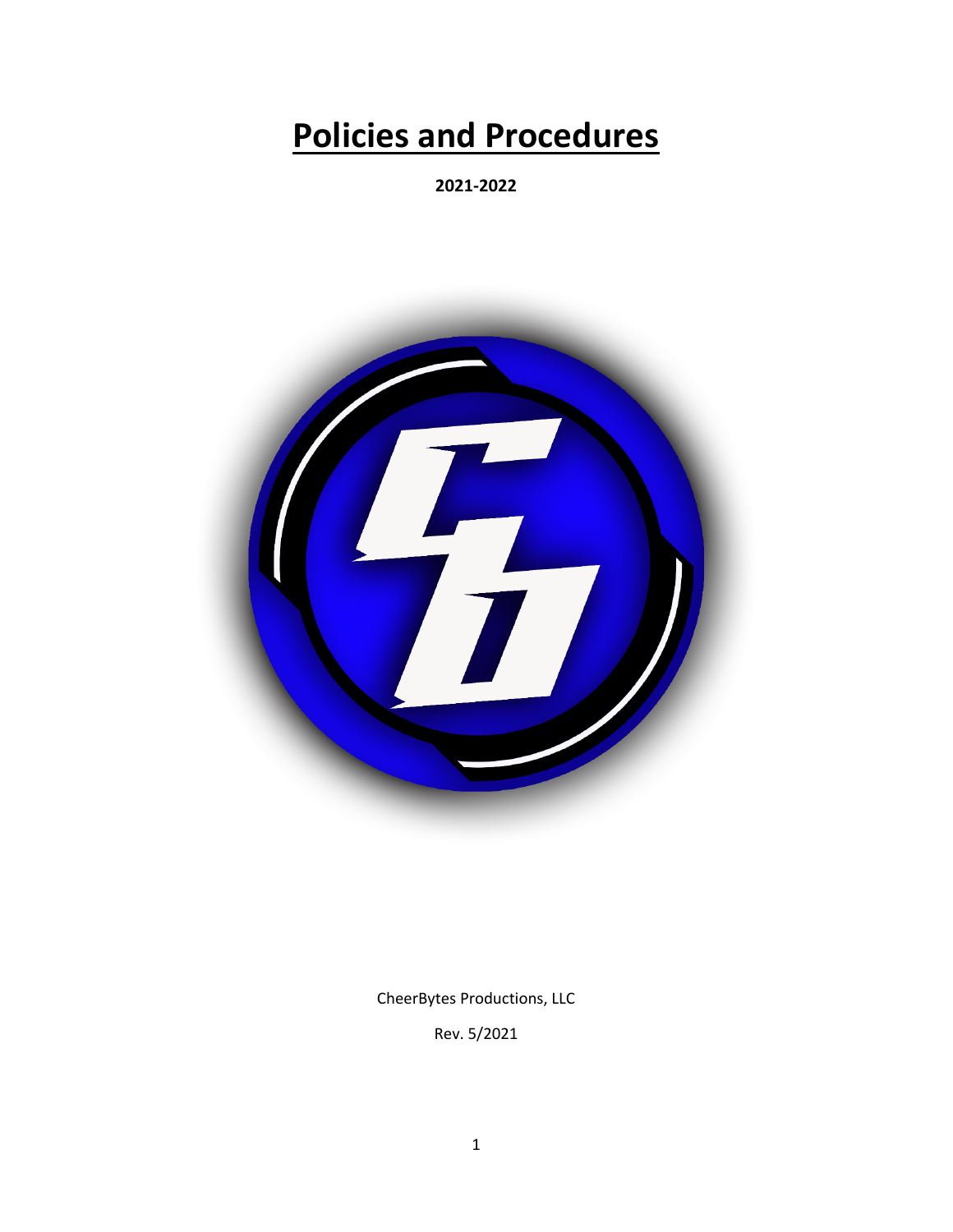# **Policies and Procedures**

**2021-2022**

CheerBytes Productions, LLC

Rev. 5/2021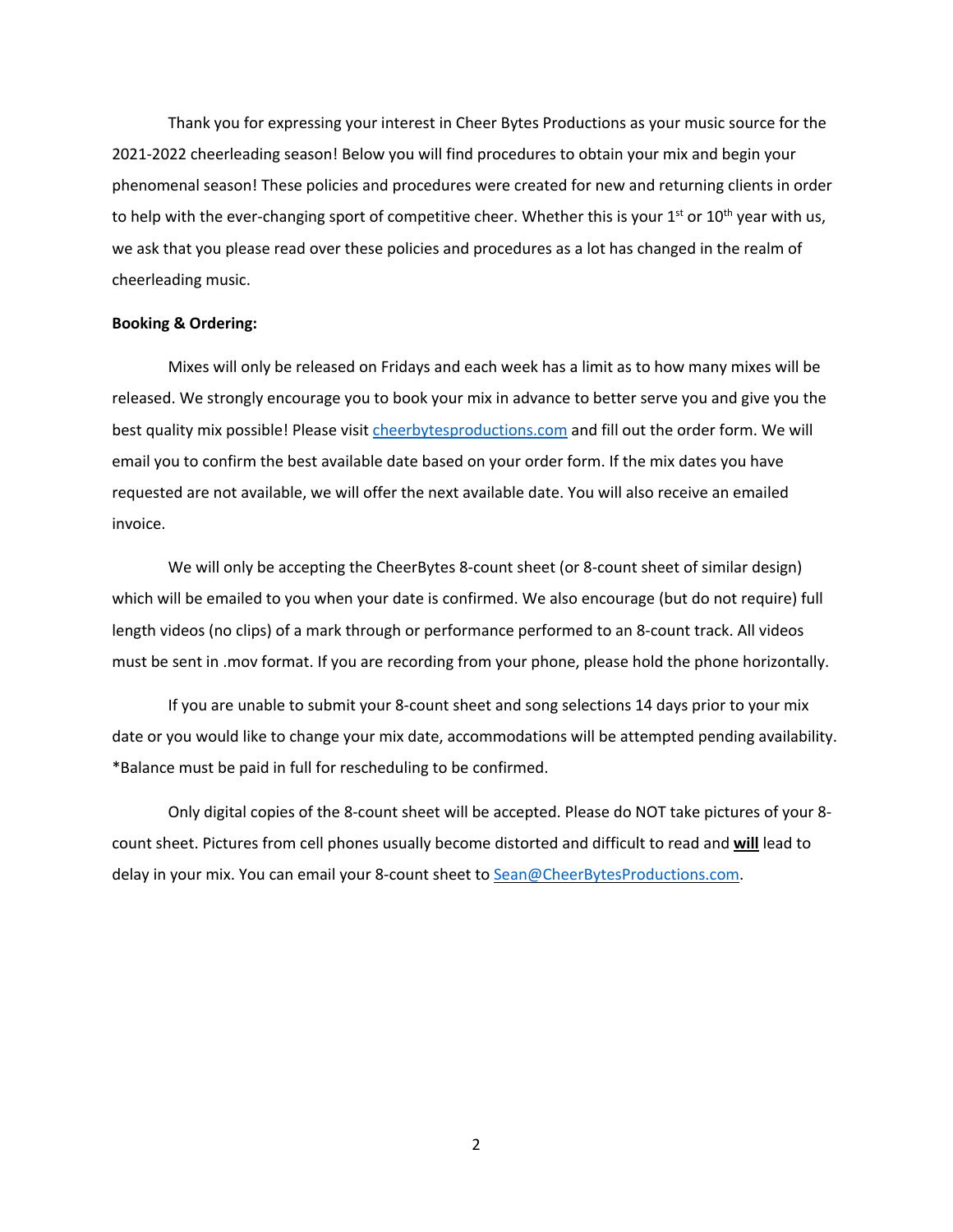Thank you for expressing your interest in Cheer Bytes Productions as your music source for the 2021-2022 cheerleading season! Below you will find procedures to obtain your mix and begin your phenomenal season! These policies and procedures were created for new and returning clients in order to help with the ever-changing sport of competitive cheer. Whether this is your 1st or 10th year with us, we ask that you please read over these policies and procedures as a lot has changed in the realm of cheerleading music.

**Booking & Ordering:**

Mixes will only be released on Fridays and each week has a limit as to how many mixes will be released. We strongly encourage you to book your mix in advance to better serve you and give you the best quality mix possible! Please visit [cheerbytesproductions.com](http://cheerbytesproductions.com) and fill out the order form. We will email you to confirm the best available date based on your order form. If the mix dates you have requested are not available, we will offer the next available date. You will also receive an emailed invoice.

We will only be accepting the CheerBytes 8-count sheet (or 8-count sheet of similar design) which will be emailed to you when your date is confirmed. We also encourage (but do not require) full length videos (no clips) of a mark through or performance performed to an 8-count track. All videos must be sent in .mov format. If you are recording from your phone, please hold the phone horizontally.

If you are unable to submit your 8-count sheet and song selections 14 days prior to your mix date or you would like to change your mix date, accommodations will be attempted pending availability. *Balance must be paid in full for rescheduling to be confirmed.

Only digital copies of the 8-count sheet will be accepted. Please do NOT take pictures of your 8-count sheet. Pictures from cell phones usually become distorted and difficult to read and **will** lead to delay in your mix. You can email your 8-count sheet to [Sean@CheerBytesProductions.com](mailto:Sean@CheerBytesProductions.com).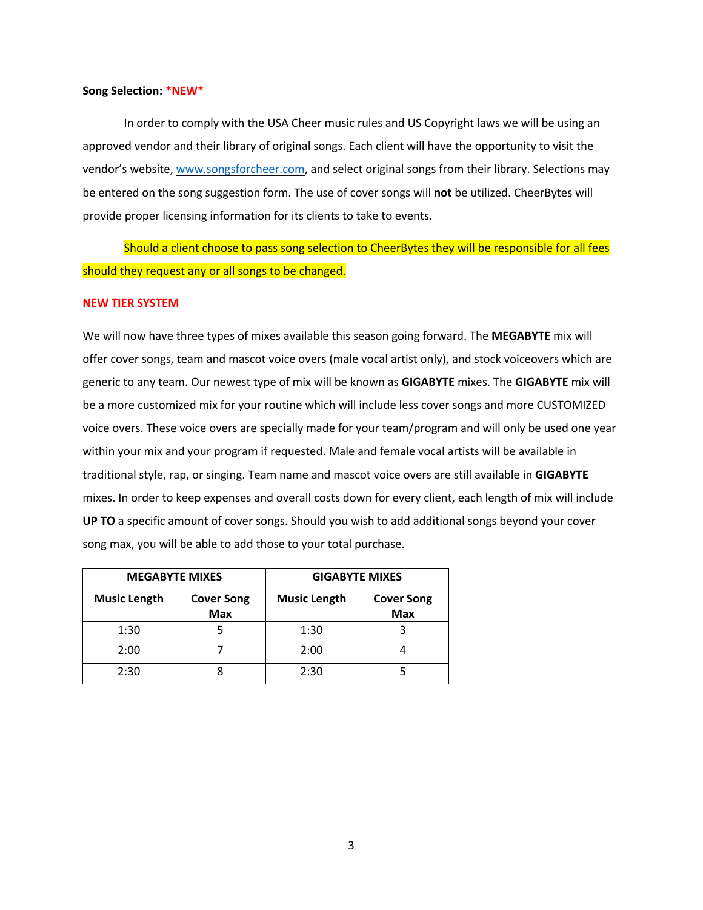**Song Selection: *NEW***

In order to comply with the USA Cheer music rules and US Copyright laws we will be using an approved vendor and their library of original songs. Each client will have the opportunity to visit the vendor's website, [www.songsforcheer.com](http://www.songsforcheer.com), and select original songs from their library. Selections may be entered on the song suggestion form. The use of cover songs will **not** be utilized. CheerBytes will provide proper licensing information for its clients to take to events.

Should a client choose to pass song selection to CheerBytes they will be responsible for all fees should they request any or all songs to be changed.

**NEW TIER SYSTEM**

We will now have three types of mixes available this season going forward. The **MEGABYTE** mix will offer cover songs, team and mascot voice overs (male vocal artist only), and stock voiceovers which are generic to any team. Our newest type of mix will be known as **GIGABYTE** mixes. The **GIGABYTE** mix will be a more customized mix for your routine which will include less cover songs and more CUSTOMIZED voice overs. These voice overs are specially made for your team/program and will only be used one year within your mix and your program if requested. Male and female vocal artists will be available in traditional style, rap, or singing. Team name and mascot voice overs are still available in **GIGABYTE** mixes. In order to keep expenses and overall costs down for every client, each length of mix will include **UP TO** a specific amount of cover songs. Should you wish to add additional songs beyond your cover song max, you will be able to add those to your total purchase.

| MEGABYTE MIXES | | GIGABYTE MIXES | |
|---|---|---|---|
| **Music Length** | **Cover Song Max** | **Music Length** | **Cover Song Max** |
| 1:30 | 5 | 1:30 | 3 |
| 2:00 | 7 | 2:00 | 4 |
| 2:30 | 8 | 2:30 | 5 |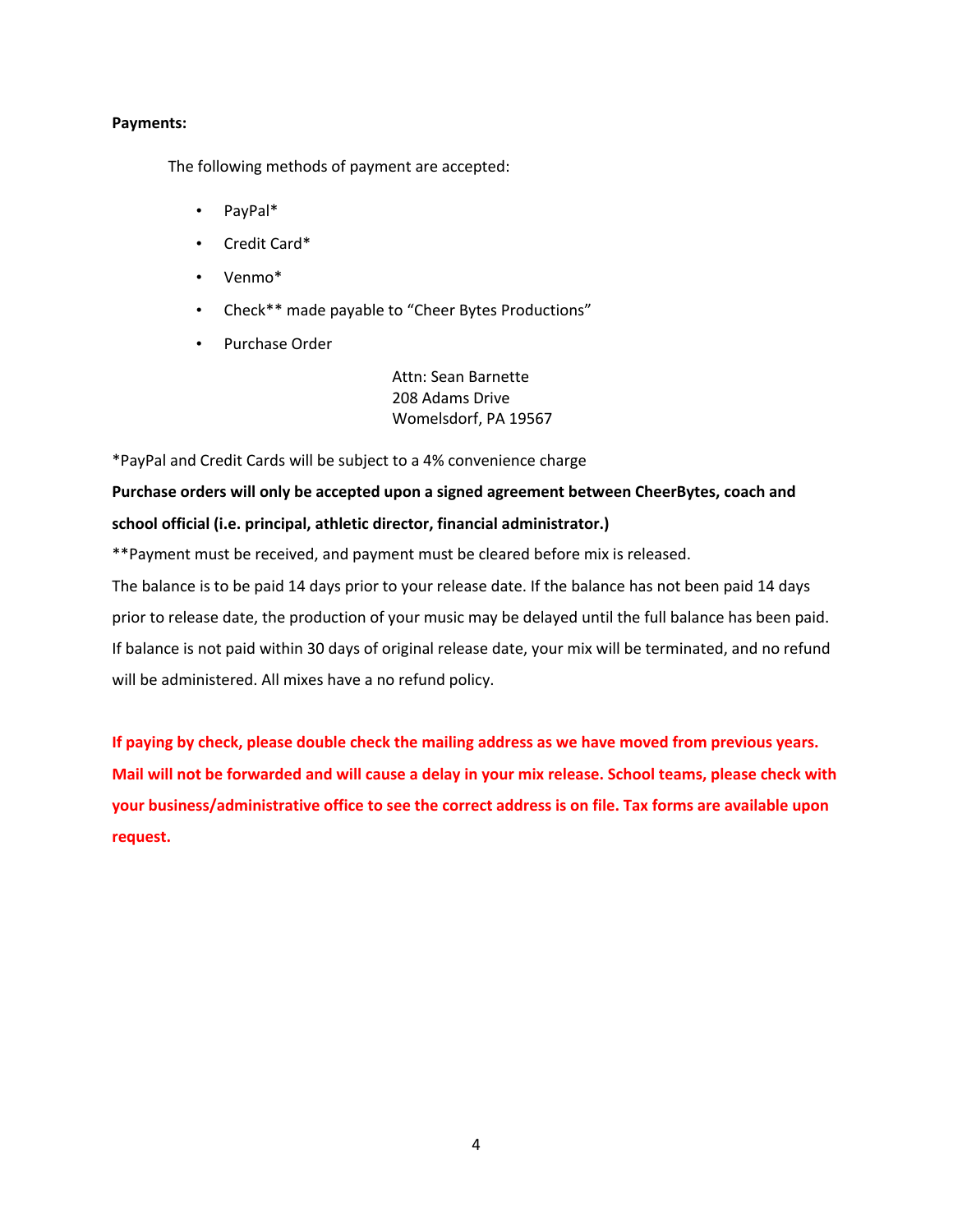**Payments:**

The following methods of payment are accepted:

- PayPal*
- Credit Card*
- Venmo*
- Check** made payable to "Cheer Bytes Productions"
- Purchase Order

Attn: Sean Barnette
208 Adams Drive
Womelsdorf, PA 19567

*PayPal and Credit Cards will be subject to a 4% convenience charge

**Purchase orders will only be accepted upon a signed agreement between CheerBytes, coach and school official (i.e. principal, athletic director, financial administrator.)**

**Payment must be received, and payment must be cleared before mix is released.

The balance is to be paid 14 days prior to your release date. If the balance has not been paid 14 days prior to release date, the production of your music may be delayed until the full balance has been paid. If balance is not paid within 30 days of original release date, your mix will be terminated, and no refund will be administered. All mixes have a no refund policy.

**If paying by check, please double check the mailing address as we have moved from previous years. Mail will not be forwarded and will cause a delay in your mix release. School teams, please check with your business/administrative office to see the correct address is on file. Tax forms are available upon request.**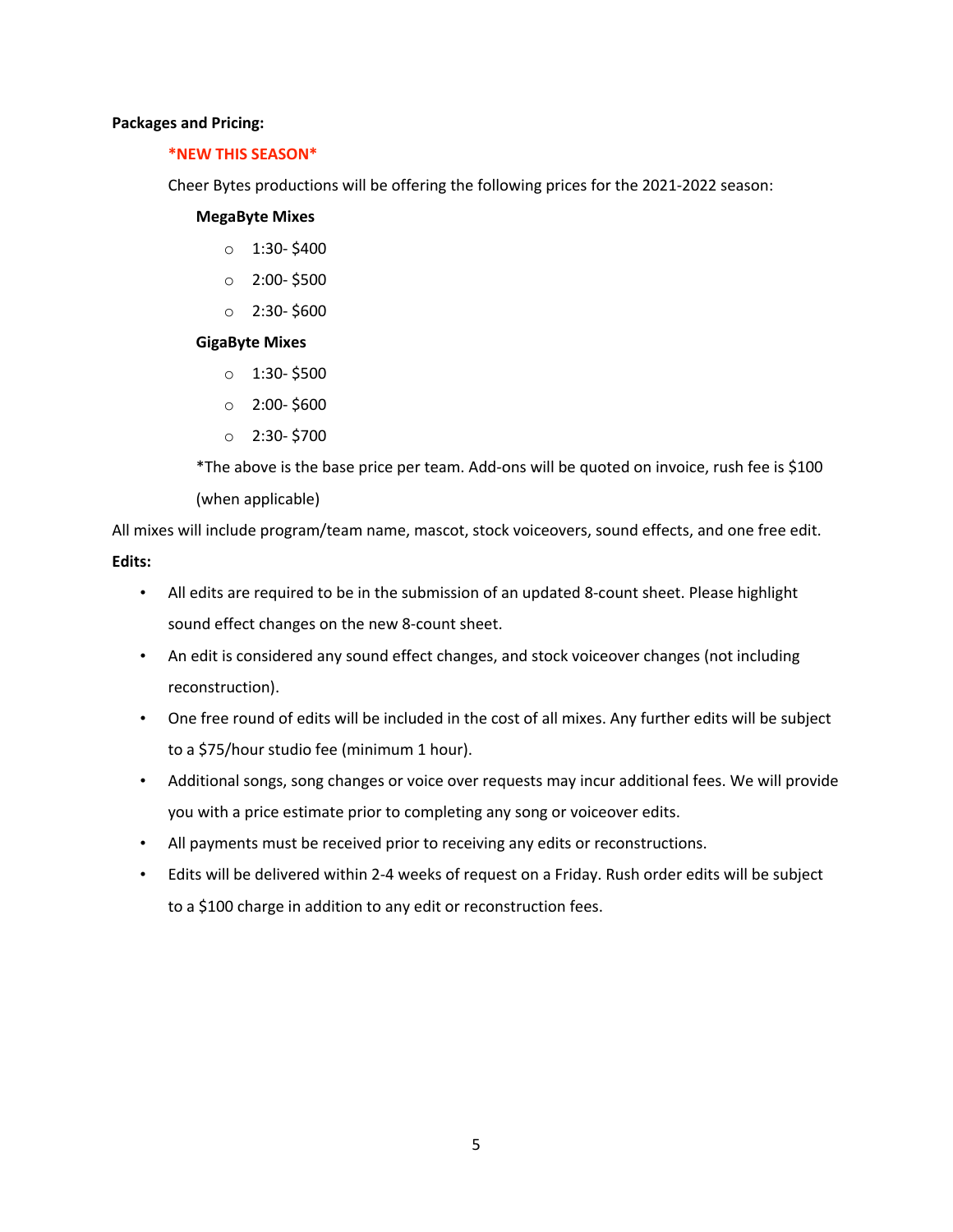**Packages and Pricing:**

***NEW THIS SEASON***

Cheer Bytes productions will be offering the following prices for the 2021-2022 season:

**MegaByte Mixes**

- 1:30- $400
- 2:00- $500
- 2:30- $600

**GigaByte Mixes**

- 1:30- $500
- 2:00- $600
- 2:30- $700

*The above is the base price per team. Add-ons will be quoted on invoice, rush fee is $100 (when applicable)

All mixes will include program/team name, mascot, stock voiceovers, sound effects, and one free edit.

**Edits:**

- All edits are required to be in the submission of an updated 8-count sheet. Please highlight sound effect changes on the new 8-count sheet.
- An edit is considered any sound effect changes, and stock voiceover changes (not including reconstruction).
- One free round of edits will be included in the cost of all mixes. Any further edits will be subject to a $75/hour studio fee (minimum 1 hour).
- Additional songs, song changes or voice over requests may incur additional fees. We will provide you with a price estimate prior to completing any song or voiceover edits.
- All payments must be received prior to receiving any edits or reconstructions.
- Edits will be delivered within 2-4 weeks of request on a Friday. Rush order edits will be subject to a $100 charge in addition to any edit or reconstruction fees.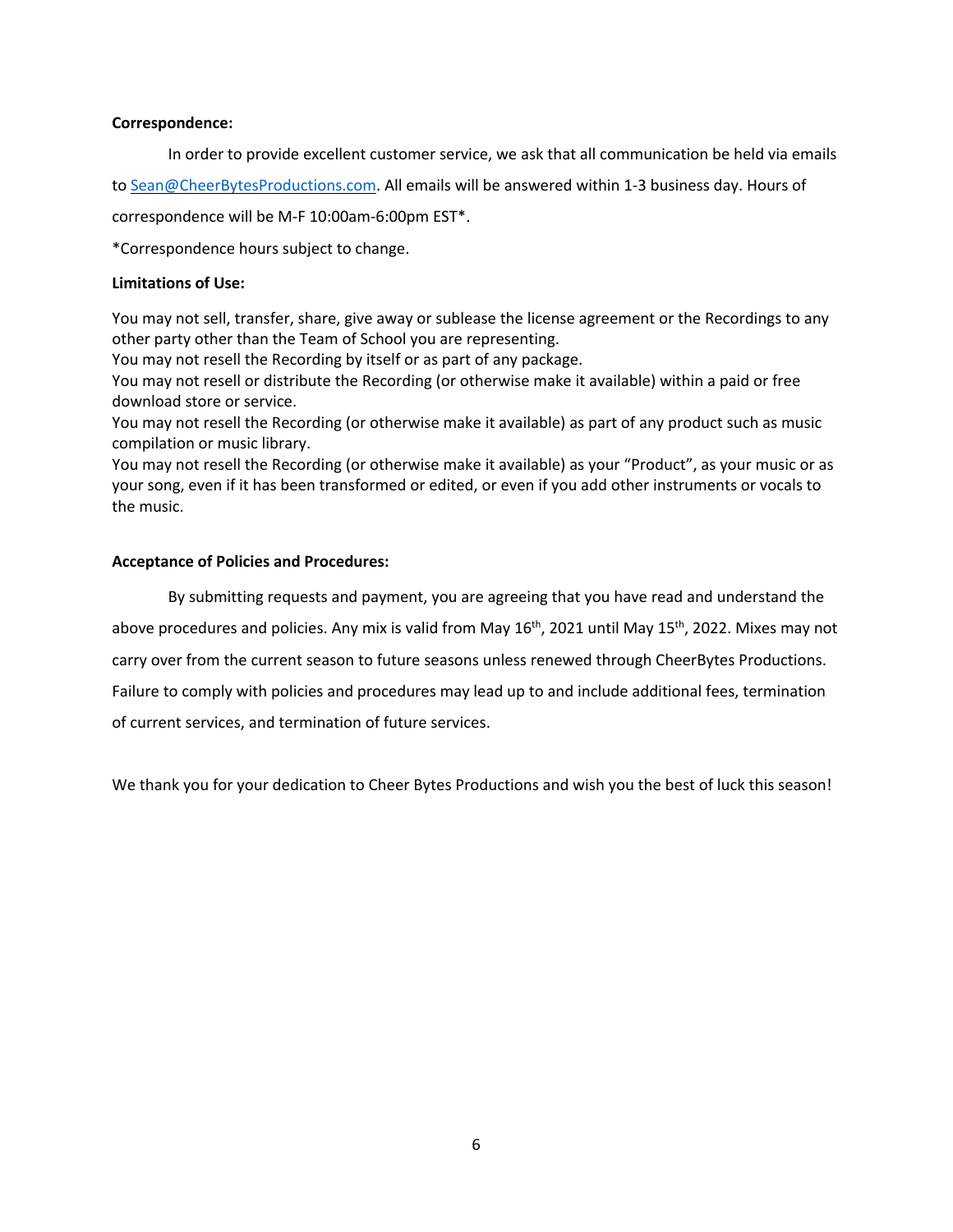**Correspondence:**

In order to provide excellent customer service, we ask that all communication be held via emails to Sean@CheerBytesProductions.com. All emails will be answered within 1-3 business day. Hours of correspondence will be M-F 10:00am-6:00pm EST*.

*Correspondence hours subject to change.

**Limitations of Use:**

You may not sell, transfer, share, give away or sublease the license agreement or the Recordings to any other party other than the Team of School you are representing.
You may not resell the Recording by itself or as part of any package.
You may not resell or distribute the Recording (or otherwise make it available) within a paid or free download store or service.
You may not resell the Recording (or otherwise make it available) as part of any product such as music compilation or music library.
You may not resell the Recording (or otherwise make it available) as your "Product", as your music or as your song, even if it has been transformed or edited, or even if you add other instruments or vocals to the music.

**Acceptance of Policies and Procedures:**

By submitting requests and payment, you are agreeing that you have read and understand the above procedures and policies. Any mix is valid from May 16th, 2021 until May 15th, 2022. Mixes may not carry over from the current season to future seasons unless renewed through CheerBytes Productions. Failure to comply with policies and procedures may lead up to and include additional fees, termination of current services, and termination of future services.

We thank you for your dedication to Cheer Bytes Productions and wish you the best of luck this season!